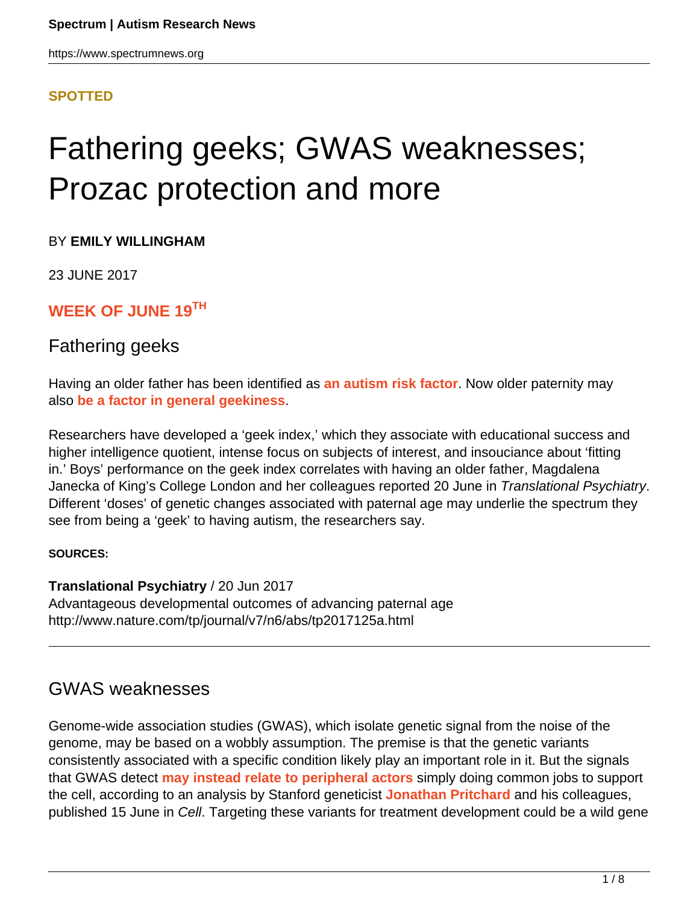**SPOTTED**

# Fathering geeks; GWAS weaknesses; Prozac protection and more

BY **EMILY WILLINGHAM**

23 JUNE 2017

## WEEK OF JUNE 19TH

### Fathering geeks

Having an older father has been identified as **an autism risk factor**. Now older paternity may also **be a factor in general geekiness**.

Researchers have developed a 'geek index,' which they associate with educational success and higher intelligence quotient, intense focus on subjects of interest, and insouciance about 'fitting in.' Boys' performance on the geek index correlates with having an older father, Magdalena Janecka of King's College London and her colleagues reported 20 June in *Translational Psychiatry*. Different 'doses' of genetic changes associated with paternal age may underlie the spectrum they see from being a 'geek' to having autism, the researchers say.

**SOURCES:**

**Translational Psychiatry** / 20 Jun 2017
Advantageous developmental outcomes of advancing paternal age
http://www.nature.com/tp/journal/v7/n6/abs/tp2017125a.html

---

### GWAS weaknesses

Genome-wide association studies (GWAS), which isolate genetic signal from the noise of the genome, may be based on a wobbly assumption. The premise is that the genetic variants consistently associated with a specific condition likely play an important role in it. But the signals that GWAS detect **may instead relate to peripheral actors** simply doing common jobs to support the cell, according to an analysis by Stanford geneticist **Jonathan Pritchard** and his colleagues, published 15 June in *Cell*. Targeting these variants for treatment development could be a wild gene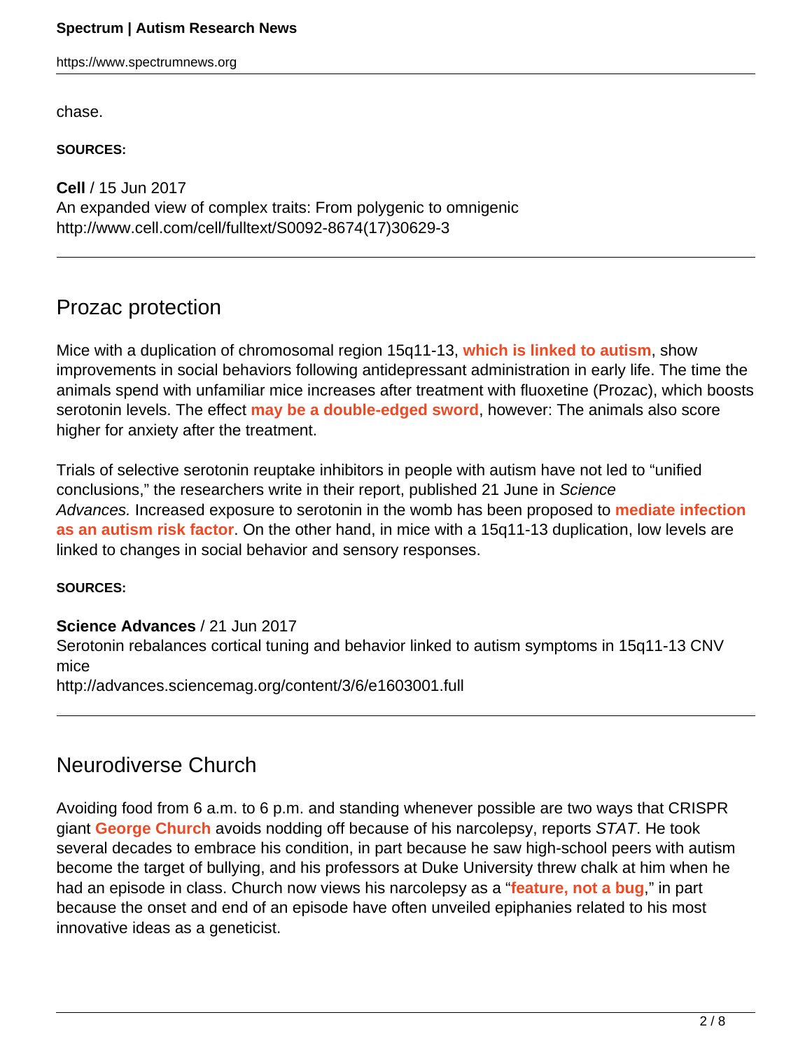chase.

**SOURCES:**

**Cell** / 15 Jun 2017
An expanded view of complex traits: From polygenic to omnigenic
http://www.cell.com/cell/fulltext/S0092-8674(17)30629-3

---

## Prozac protection

Mice with a duplication of chromosomal region 15q11-13, **which is linked to autism**, show improvements in social behaviors following antidepressant administration in early life. The time the animals spend with unfamiliar mice increases after treatment with fluoxetine (Prozac), which boosts serotonin levels. The effect **may be a double-edged sword**, however: The animals also score higher for anxiety after the treatment.

Trials of selective serotonin reuptake inhibitors in people with autism have not led to "unified conclusions," the researchers write in their report, published 21 June in *Science Advances.* Increased exposure to serotonin in the womb has been proposed to **mediate infection as an autism risk factor**. On the other hand, in mice with a 15q11-13 duplication, low levels are linked to changes in social behavior and sensory responses.

**SOURCES:**

**Science Advances** / 21 Jun 2017
Serotonin rebalances cortical tuning and behavior linked to autism symptoms in 15q11-13 CNV mice
http://advances.sciencemag.org/content/3/6/e1603001.full

---

## Neurodiverse Church

Avoiding food from 6 a.m. to 6 p.m. and standing whenever possible are two ways that CRISPR giant **George Church** avoids nodding off because of his narcolepsy, reports *STAT*. He took several decades to embrace his condition, in part because he saw high-school peers with autism become the target of bullying, and his professors at Duke University threw chalk at him when he had an episode in class. Church now views his narcolepsy as a "**feature, not a bug**," in part because the onset and end of an episode have often unveiled epiphanies related to his most innovative ideas as a geneticist.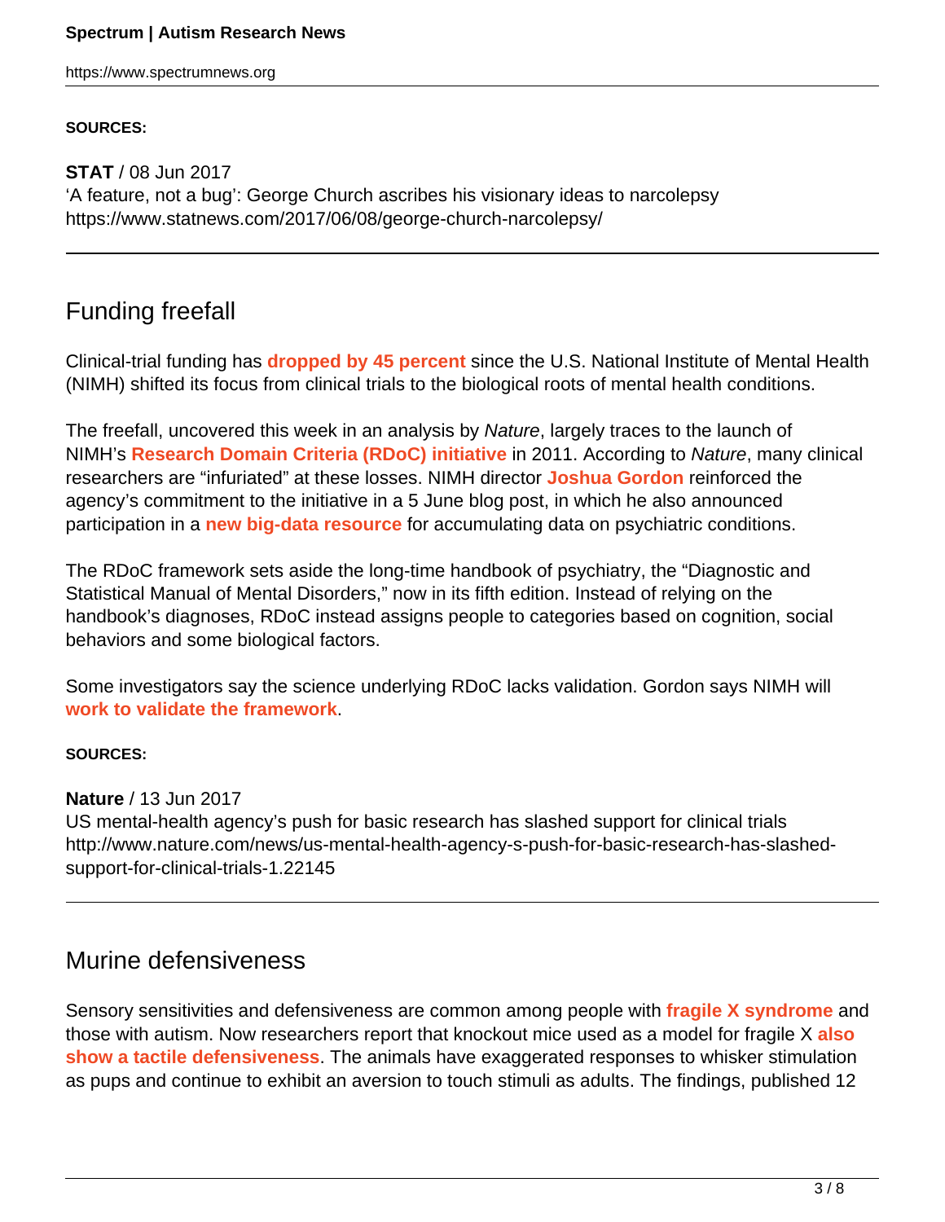**SOURCES:**

**STAT** / 08 Jun 2017
'A feature, not a bug': George Church ascribes his visionary ideas to narcolepsy
https://www.statnews.com/2017/06/08/george-church-narcolepsy/

---

## Funding freefall

Clinical-trial funding has **dropped by 45 percent** since the U.S. National Institute of Mental Health (NIMH) shifted its focus from clinical trials to the biological roots of mental health conditions.

The freefall, uncovered this week in an analysis by *Nature*, largely traces to the launch of NIMH's **Research Domain Criteria (RDoC) initiative** in 2011. According to *Nature*, many clinical researchers are "infuriated" at these losses. NIMH director **Joshua Gordon** reinforced the agency's commitment to the initiative in a 5 June blog post, in which he also announced participation in a **new big-data resource** for accumulating data on psychiatric conditions.

The RDoC framework sets aside the long-time handbook of psychiatry, the "Diagnostic and Statistical Manual of Mental Disorders," now in its fifth edition. Instead of relying on the handbook's diagnoses, RDoC instead assigns people to categories based on cognition, social behaviors and some biological factors.

Some investigators say the science underlying RDoC lacks validation. Gordon says NIMH will **work to validate the framework**.

**SOURCES:**

**Nature** / 13 Jun 2017
US mental-health agency's push for basic research has slashed support for clinical trials
http://www.nature.com/news/us-mental-health-agency-s-push-for-basic-research-has-slashed-support-for-clinical-trials-1.22145

---

## Murine defensiveness

Sensory sensitivities and defensiveness are common among people with **fragile X syndrome** and those with autism. Now researchers report that knockout mice used as a model for fragile X **also show a tactile defensiveness**. The animals have exaggerated responses to whisker stimulation as pups and continue to exhibit an aversion to touch stimuli as adults. The findings, published 12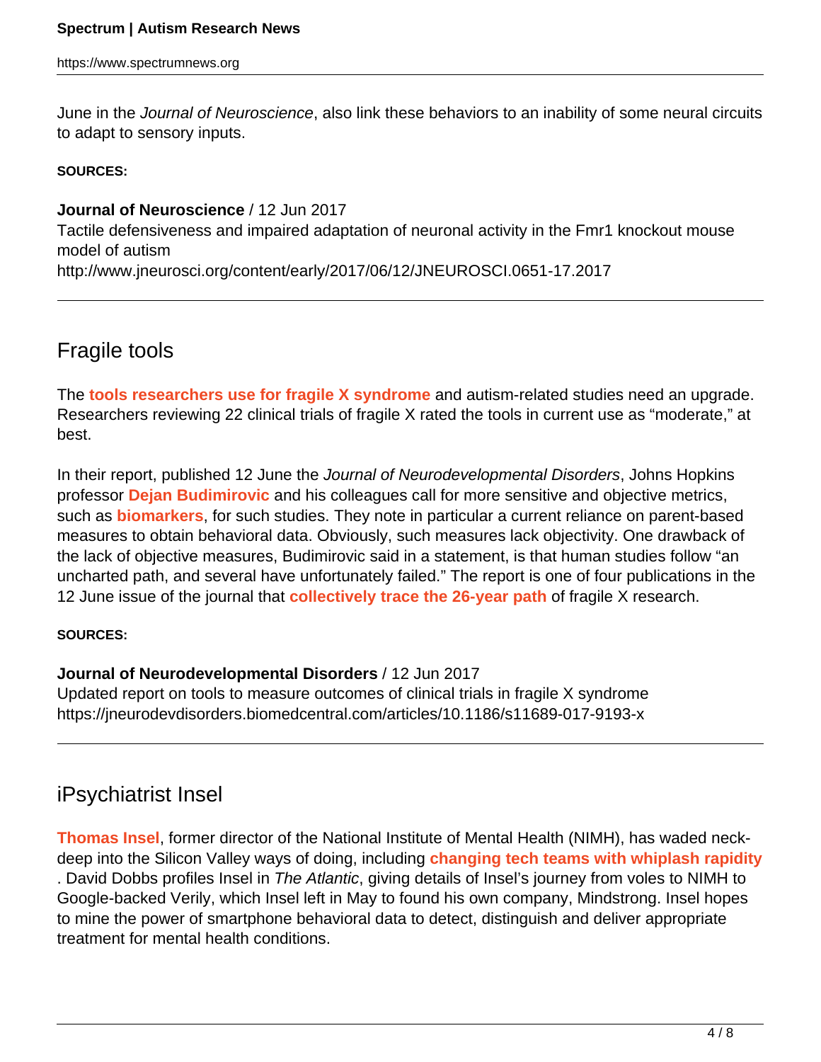June in the *Journal of Neuroscience*, also link these behaviors to an inability of some neural circuits to adapt to sensory inputs.

**SOURCES:**

**Journal of Neuroscience** / 12 Jun 2017
Tactile defensiveness and impaired adaptation of neuronal activity in the Fmr1 knockout mouse model of autism
http://www.jneurosci.org/content/early/2017/06/12/JNEUROSCI.0651-17.2017

---

## Fragile tools

The **tools researchers use for fragile X syndrome** and autism-related studies need an upgrade. Researchers reviewing 22 clinical trials of fragile X rated the tools in current use as "moderate," at best.

In their report, published 12 June the *Journal of Neurodevelopmental Disorders*, Johns Hopkins professor **Dejan Budimirovic** and his colleagues call for more sensitive and objective metrics, such as **biomarkers**, for such studies. They note in particular a current reliance on parent-based measures to obtain behavioral data. Obviously, such measures lack objectivity. One drawback of the lack of objective measures, Budimirovic said in a statement, is that human studies follow "an uncharted path, and several have unfortunately failed." The report is one of four publications in the 12 June issue of the journal that **collectively trace the 26-year path** of fragile X research.

**SOURCES:**

**Journal of Neurodevelopmental Disorders** / 12 Jun 2017
Updated report on tools to measure outcomes of clinical trials in fragile X syndrome
https://jneurodevdisorders.biomedcentral.com/articles/10.1186/s11689-017-9193-x

---

## iPsychiatrist Insel

**Thomas Insel**, former director of the National Institute of Mental Health (NIMH), has waded neck-deep into the Silicon Valley ways of doing, including **changing tech teams with whiplash rapidity**. David Dobbs profiles Insel in *The Atlantic*, giving details of Insel's journey from voles to NIMH to Google-backed Verily, which Insel left in May to found his own company, Mindstrong. Insel hopes to mine the power of smartphone behavioral data to detect, distinguish and deliver appropriate treatment for mental health conditions.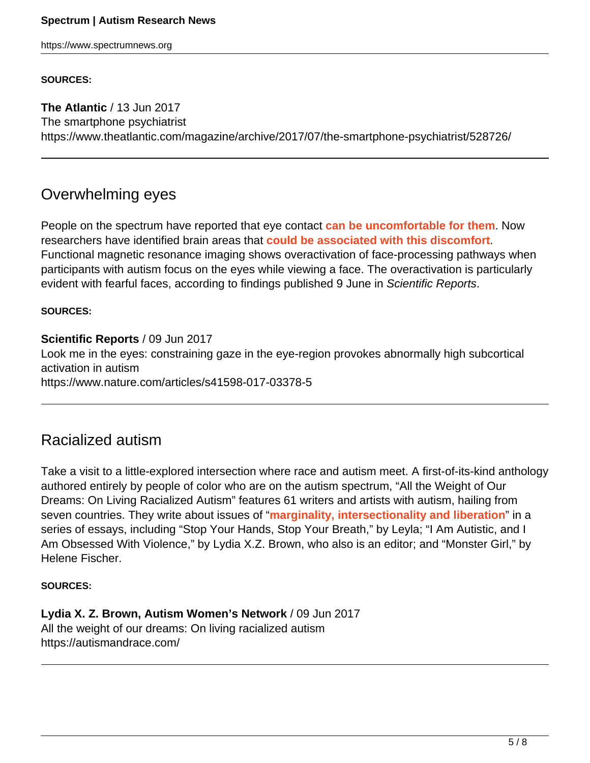**SOURCES:**

**The Atlantic** / 13 Jun 2017
The smartphone psychiatrist
https://www.theatlantic.com/magazine/archive/2017/07/the-smartphone-psychiatrist/528726/

---

## Overwhelming eyes

People on the spectrum have reported that eye contact **can be uncomfortable for them**. Now researchers have identified brain areas that **could be associated with this discomfort**. Functional magnetic resonance imaging shows overactivation of face-processing pathways when participants with autism focus on the eyes while viewing a face. The overactivation is particularly evident with fearful faces, according to findings published 9 June in *Scientific Reports*.

**SOURCES:**

**Scientific Reports** / 09 Jun 2017
Look me in the eyes: constraining gaze in the eye-region provokes abnormally high subcortical activation in autism
https://www.nature.com/articles/s41598-017-03378-5

---

## Racialized autism

Take a visit to a little-explored intersection where race and autism meet. A first-of-its-kind anthology authored entirely by people of color who are on the autism spectrum, "All the Weight of Our Dreams: On Living Racialized Autism" features 61 writers and artists with autism, hailing from seven countries. They write about issues of "**marginality, intersectionality and liberation**" in a series of essays, including "Stop Your Hands, Stop Your Breath," by Leyla; "I Am Autistic, and I Am Obsessed With Violence," by Lydia X.Z. Brown, who also is an editor; and "Monster Girl," by Helene Fischer.

**SOURCES:**

**Lydia X. Z. Brown, Autism Women's Network** / 09 Jun 2017
All the weight of our dreams: On living racialized autism
https://autismandrace.com/

---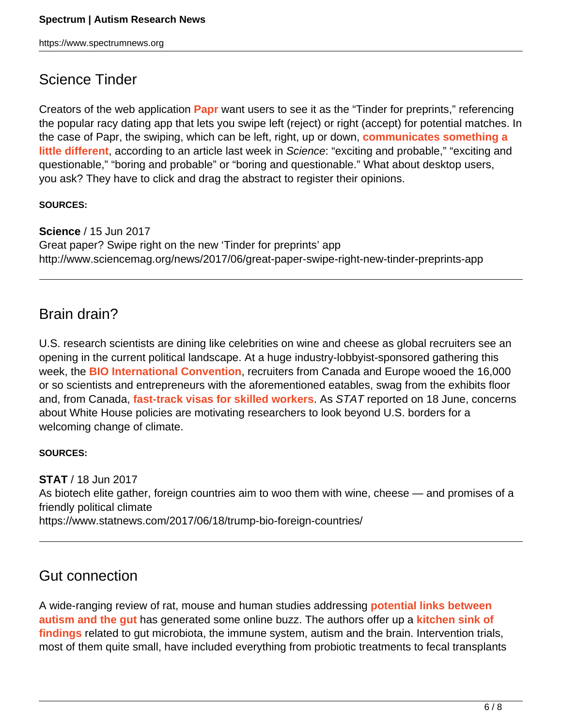## Science Tinder

Creators of the web application **Papr** want users to see it as the "Tinder for preprints," referencing the popular racy dating app that lets you swipe left (reject) or right (accept) for potential matches. In the case of Papr, the swiping, which can be left, right, up or down, **communicates something a little different**, according to an article last week in *Science*: "exciting and probable," "exciting and questionable," "boring and probable" or "boring and questionable." What about desktop users, you ask? They have to click and drag the abstract to register their opinions.

**SOURCES:**

**Science** / 15 Jun 2017
Great paper? Swipe right on the new 'Tinder for preprints' app
http://www.sciencemag.org/news/2017/06/great-paper-swipe-right-new-tinder-preprints-app

---

## Brain drain?

U.S. research scientists are dining like celebrities on wine and cheese as global recruiters see an opening in the current political landscape. At a huge industry-lobbyist-sponsored gathering this week, the **BIO International Convention**, recruiters from Canada and Europe wooed the 16,000 or so scientists and entrepreneurs with the aforementioned eatables, swag from the exhibits floor and, from Canada, **fast-track visas for skilled workers**. As *STAT* reported on 18 June, concerns about White House policies are motivating researchers to look beyond U.S. borders for a welcoming change of climate.

**SOURCES:**

**STAT** / 18 Jun 2017
As biotech elite gather, foreign countries aim to woo them with wine, cheese — and promises of a friendly political climate
https://www.statnews.com/2017/06/18/trump-bio-foreign-countries/

---

## Gut connection

A wide-ranging review of rat, mouse and human studies addressing **potential links between autism and the gut** has generated some online buzz. The authors offer up a **kitchen sink of findings** related to gut microbiota, the immune system, autism and the brain. Intervention trials, most of them quite small, have included everything from probiotic treatments to fecal transplants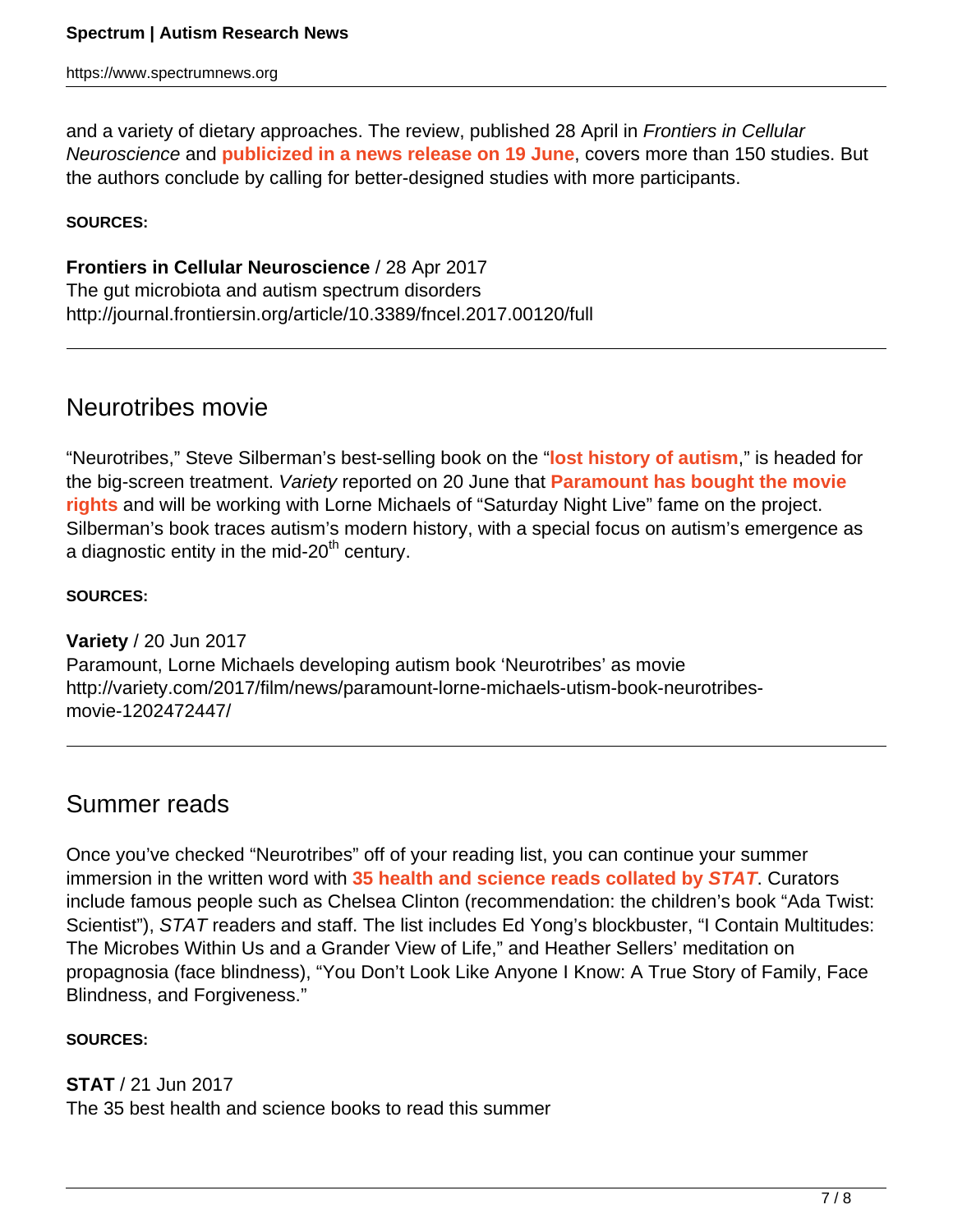and a variety of dietary approaches. The review, published 28 April in *Frontiers in Cellular Neuroscience* and **publicized in a news release on 19 June**, covers more than 150 studies. But the authors conclude by calling for better-designed studies with more participants.

**SOURCES:**

**Frontiers in Cellular Neuroscience** / 28 Apr 2017
The gut microbiota and autism spectrum disorders
http://journal.frontiersin.org/article/10.3389/fncel.2017.00120/full

---

## Neurotribes movie

"Neurotribes," Steve Silberman's best-selling book on the "**lost history of autism**," is headed for the big-screen treatment. *Variety* reported on 20 June that **Paramount has bought the movie rights** and will be working with Lorne Michaels of "Saturday Night Live" fame on the project. Silberman's book traces autism's modern history, with a special focus on autism's emergence as a diagnostic entity in the mid-20th century.

**SOURCES:**

**Variety** / 20 Jun 2017
Paramount, Lorne Michaels developing autism book 'Neurotribes' as movie
http://variety.com/2017/film/news/paramount-lorne-michaels-utism-book-neurotribes-movie-1202472447/

---

## Summer reads

Once you've checked "Neurotribes" off of your reading list, you can continue your summer immersion in the written word with **35 health and science reads collated by *STAT***. Curators include famous people such as Chelsea Clinton (recommendation: the children's book "Ada Twist: Scientist"), *STAT* readers and staff. The list includes Ed Yong's blockbuster, "I Contain Multitudes: The Microbes Within Us and a Grander View of Life," and Heather Sellers' meditation on propagnosia (face blindness), "You Don't Look Like Anyone I Know: A True Story of Family, Face Blindness, and Forgiveness."

**SOURCES:**

**STAT** / 21 Jun 2017
The 35 best health and science books to read this summer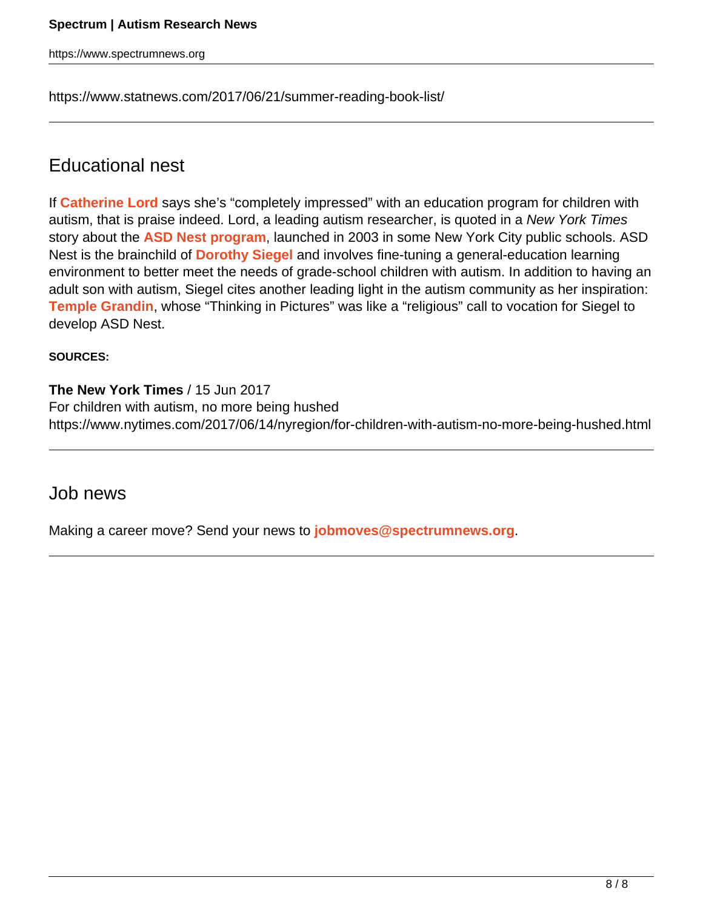https://www.statnews.com/2017/06/21/summer-reading-book-list/

## Educational nest

If **Catherine Lord** says she's "completely impressed" with an education program for children with autism, that is praise indeed. Lord, a leading autism researcher, is quoted in a *New York Times* story about the **ASD Nest program**, launched in 2003 in some New York City public schools. ASD Nest is the brainchild of **Dorothy Siegel** and involves fine-tuning a general-education learning environment to better meet the needs of grade-school children with autism. In addition to having an adult son with autism, Siegel cites another leading light in the autism community as her inspiration: **Temple Grandin**, whose "Thinking in Pictures" was like a "religious" call to vocation for Siegel to develop ASD Nest.

**SOURCES:**

**The New York Times** / 15 Jun 2017
For children with autism, no more being hushed
https://www.nytimes.com/2017/06/14/nyregion/for-children-with-autism-no-more-being-hushed.html

## Job news

Making a career move? Send your news to **jobmoves@spectrumnews.org**.